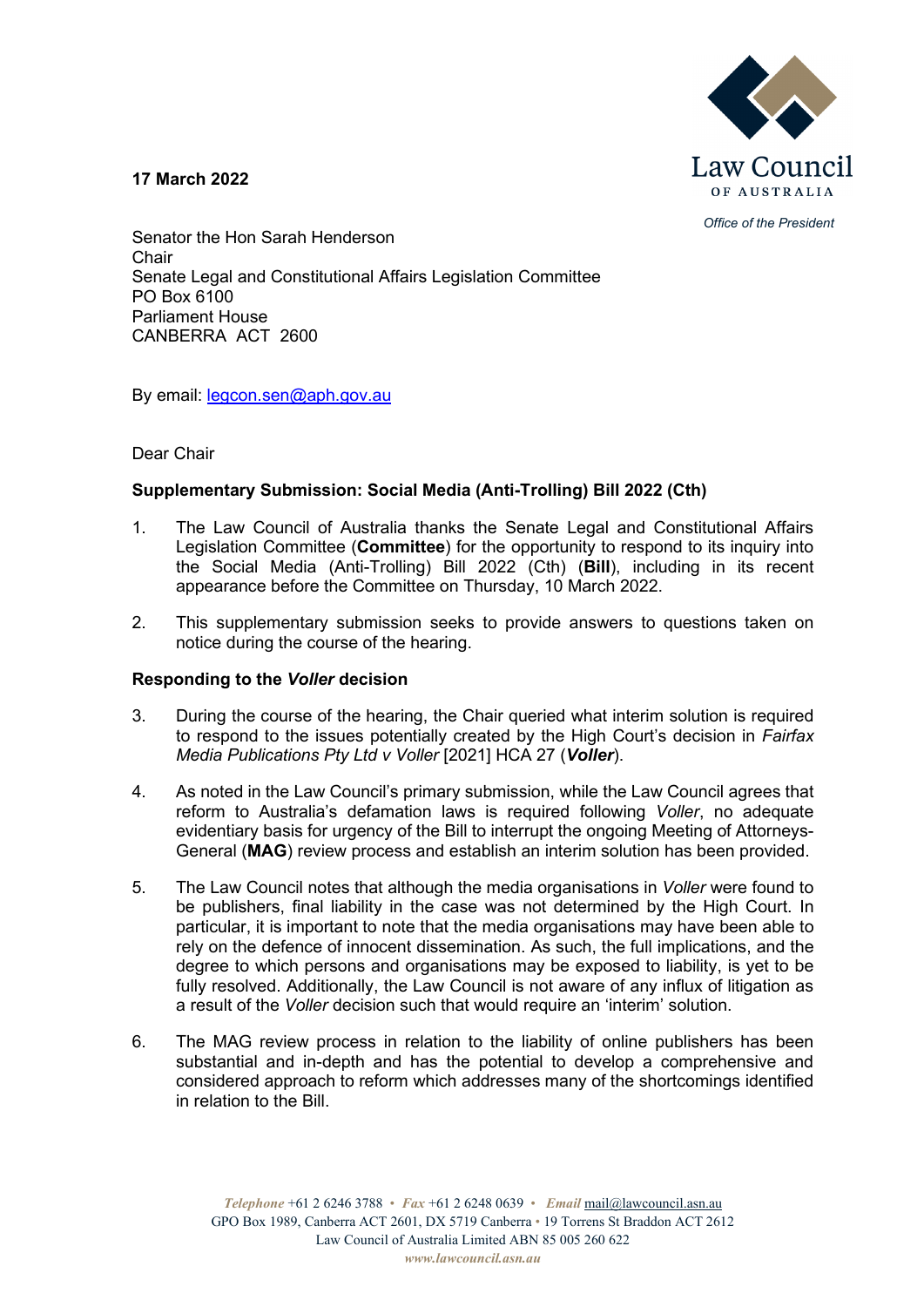Law Council OF AUSTRALIA

*Office of the President*

**17 March 2022**

Senator the Hon Sarah Henderson
Chair
Senate Legal and Constitutional Affairs Legislation Committee
PO Box 6100
Parliament House
CANBERRA ACT 2600

By email: legcon.sen@aph.gov.au

Dear Chair

**Supplementary Submission: Social Media (Anti-Trolling) Bill 2022 (Cth)**

1. The Law Council of Australia thanks the Senate Legal and Constitutional Affairs Legislation Committee (**Committee**) for the opportunity to respond to its inquiry into the Social Media (Anti-Trolling) Bill 2022 (Cth) (**Bill**), including in its recent appearance before the Committee on Thursday, 10 March 2022.

2. This supplementary submission seeks to provide answers to questions taken on notice during the course of the hearing.

**Responding to the *Voller* decision**

3. During the course of the hearing, the Chair queried what interim solution is required to respond to the issues potentially created by the High Court's decision in *Fairfax Media Publications Pty Ltd v Voller* [2021] HCA 27 (***Voller***).

4. As noted in the Law Council's primary submission, while the Law Council agrees that reform to Australia's defamation laws is required following *Voller*, no adequate evidentiary basis for urgency of the Bill to interrupt the ongoing Meeting of Attorneys-General (**MAG**) review process and establish an interim solution has been provided.

5. The Law Council notes that although the media organisations in *Voller* were found to be publishers, final liability in the case was not determined by the High Court. In particular, it is important to note that the media organisations may have been able to rely on the defence of innocent dissemination. As such, the full implications, and the degree to which persons and organisations may be exposed to liability, is yet to be fully resolved. Additionally, the Law Council is not aware of any influx of litigation as a result of the *Voller* decision such that would require an 'interim' solution.

6. The MAG review process in relation to the liability of online publishers has been substantial and in-depth and has the potential to develop a comprehensive and considered approach to reform which addresses many of the shortcomings identified in relation to the Bill.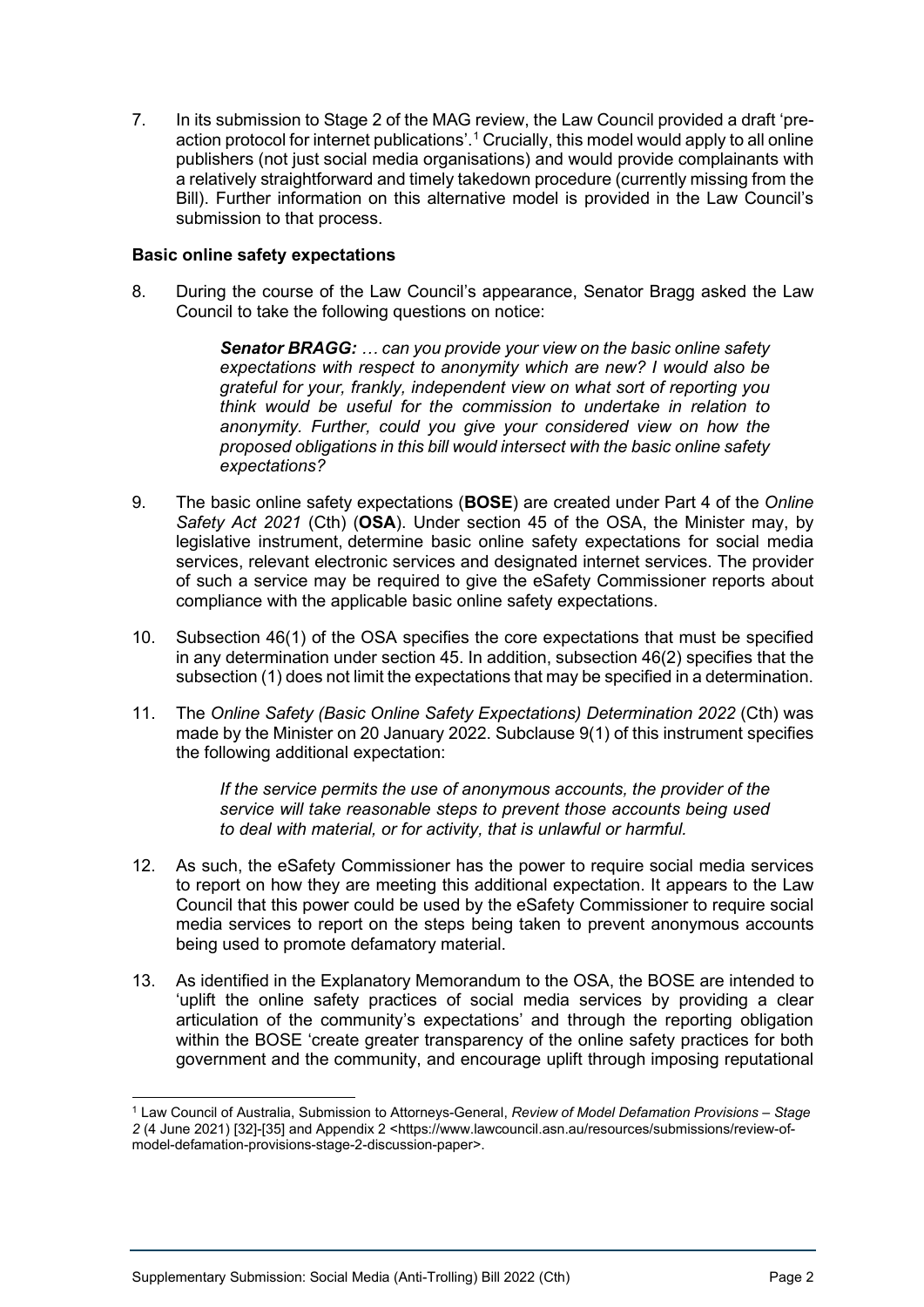7. In its submission to Stage 2 of the MAG review, the Law Council provided a draft 'pre-action protocol for internet publications'.[1] Crucially, this model would apply to all online publishers (not just social media organisations) and would provide complainants with a relatively straightforward and timely takedown procedure (currently missing from the Bill). Further information on this alternative model is provided in the Law Council's submission to that process.

**Basic online safety expectations**

8. During the course of the Law Council's appearance, Senator Bragg asked the Law Council to take the following questions on notice:

> ***Senator BRAGG:*** *… can you provide your view on the basic online safety expectations with respect to anonymity which are new? I would also be grateful for your, frankly, independent view on what sort of reporting you think would be useful for the commission to undertake in relation to anonymity. Further, could you give your considered view on how the proposed obligations in this bill would intersect with the basic online safety expectations?*

9. The basic online safety expectations (**BOSE**) are created under Part 4 of the *Online Safety Act 2021* (Cth) (**OSA**). Under section 45 of the OSA, the Minister may, by legislative instrument, determine basic online safety expectations for social media services, relevant electronic services and designated internet services. The provider of such a service may be required to give the eSafety Commissioner reports about compliance with the applicable basic online safety expectations.

10. Subsection 46(1) of the OSA specifies the core expectations that must be specified in any determination under section 45. In addition, subsection 46(2) specifies that the subsection (1) does not limit the expectations that may be specified in a determination.

11. The *Online Safety (Basic Online Safety Expectations) Determination 2022* (Cth) was made by the Minister on 20 January 2022. Subclause 9(1) of this instrument specifies the following additional expectation:

> *If the service permits the use of anonymous accounts, the provider of the service will take reasonable steps to prevent those accounts being used to deal with material, or for activity, that is unlawful or harmful.*

12. As such, the eSafety Commissioner has the power to require social media services to report on how they are meeting this additional expectation. It appears to the Law Council that this power could be used by the eSafety Commissioner to require social media services to report on the steps being taken to prevent anonymous accounts being used to promote defamatory material.

13. As identified in the Explanatory Memorandum to the OSA, the BOSE are intended to 'uplift the online safety practices of social media services by providing a clear articulation of the community's expectations' and through the reporting obligation within the BOSE 'create greater transparency of the online safety practices for both government and the community, and encourage uplift through imposing reputational

---

[1] Law Council of Australia, Submission to Attorneys-General, *Review of Model Defamation Provisions – Stage 2* (4 June 2021) [32]-[35] and Appendix 2 <https://www.lawcouncil.asn.au/resources/submissions/review-of-model-defamation-provisions-stage-2-discussion-paper>.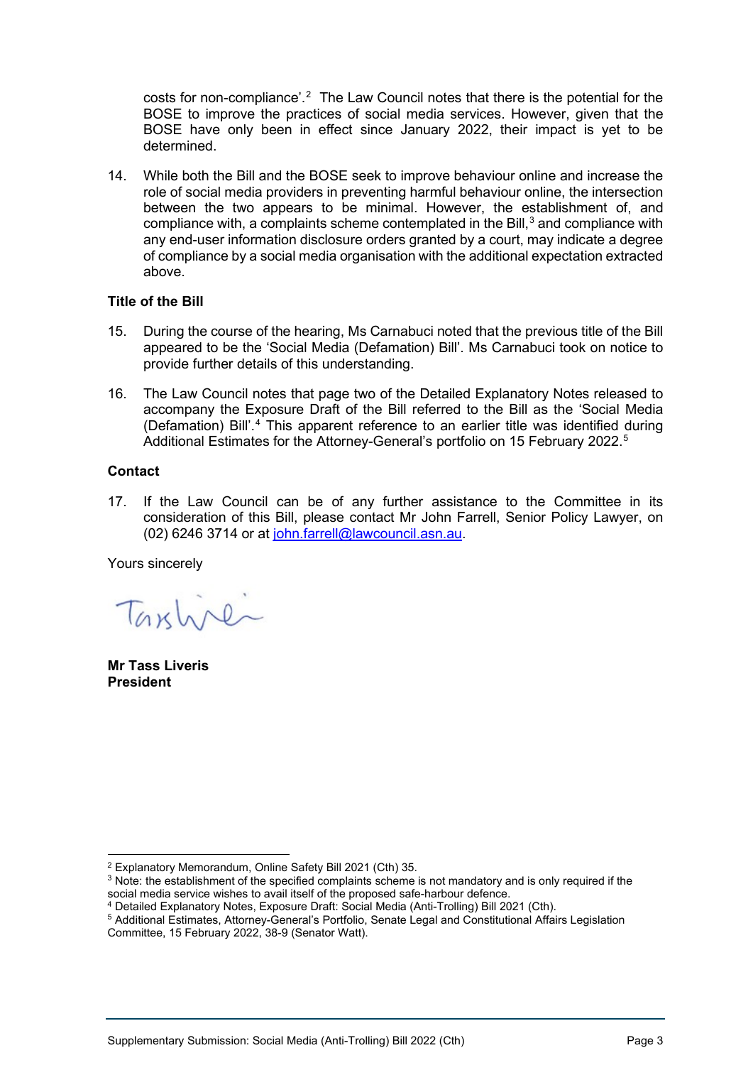costs for non-compliance'.[2] The Law Council notes that there is the potential for the BOSE to improve the practices of social media services. However, given that the BOSE have only been in effect since January 2022, their impact is yet to be determined.

14. While both the Bill and the BOSE seek to improve behaviour online and increase the role of social media providers in preventing harmful behaviour online, the intersection between the two appears to be minimal. However, the establishment of, and compliance with, a complaints scheme contemplated in the Bill,[3] and compliance with any end-user information disclosure orders granted by a court, may indicate a degree of compliance by a social media organisation with the additional expectation extracted above.

**Title of the Bill**

15. During the course of the hearing, Ms Carnabuci noted that the previous title of the Bill appeared to be the 'Social Media (Defamation) Bill'. Ms Carnabuci took on notice to provide further details of this understanding.

16. The Law Council notes that page two of the Detailed Explanatory Notes released to accompany the Exposure Draft of the Bill referred to the Bill as the 'Social Media (Defamation) Bill'.[4] This apparent reference to an earlier title was identified during Additional Estimates for the Attorney-General's portfolio on 15 February 2022.[5]

**Contact**

17. If the Law Council can be of any further assistance to the Committee in its consideration of this Bill, please contact Mr John Farrell, Senior Policy Lawyer, on (02) 6246 3714 or at john.farrell@lawcouncil.asn.au.

Yours sincerely

**Mr Tass Liveris**
**President**

---

[2] Explanatory Memorandum, Online Safety Bill 2021 (Cth) 35.

[3] Note: the establishment of the specified complaints scheme is not mandatory and is only required if the social media service wishes to avail itself of the proposed safe-harbour defence.

[4] Detailed Explanatory Notes, Exposure Draft: Social Media (Anti-Trolling) Bill 2021 (Cth).

[5] Additional Estimates, Attorney-General's Portfolio, Senate Legal and Constitutional Affairs Legislation Committee, 15 February 2022, 38-9 (Senator Watt).